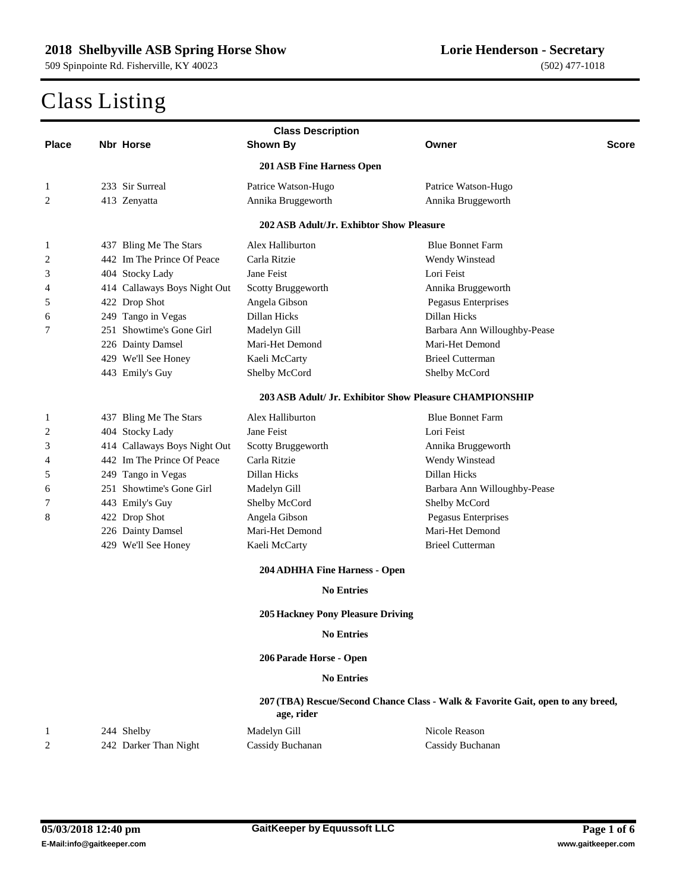## 2018 Shelbyville ASB Spring Horse Show

509 Spinpointe Rd. Fisherville, KY 40023

**Lorie Henderson - Secretary**

(502) 477-1018

# Class Listing

| Place | Nbr | Horse | Shown By | Owner | Score |
|---|---|---|---|---|---|

### 201 ASB Fine Harness Open

| Place | Nbr | Horse | Shown By | Owner | Score |
|---|---|---|---|---|---|
| 1 | 233 | Sir Surreal | Patrice Watson-Hugo | Patrice Watson-Hugo | |
| 2 | 413 | Zenyatta | Annika Bruggeworth | Annika Bruggeworth | |

### 202 ASB Adult/Jr. Exhibtor Show Pleasure

| Place | Nbr | Horse | Shown By | Owner | Score |
|---|---|---|---|---|---|
| 1 | 437 | Bling Me The Stars | Alex Halliburton | Blue Bonnet Farm | |
| 2 | 442 | Im The Prince Of Peace | Carla Ritzie | Wendy Winstead | |
| 3 | 404 | Stocky Lady | Jane Feist | Lori Feist | |
| 4 | 414 | Callaways Boys Night Out | Scotty Bruggeworth | Annika Bruggeworth | |
| 5 | 422 | Drop Shot | Angela Gibson | Pegasus Enterprises | |
| 6 | 249 | Tango in Vegas | Dillan Hicks | Dillan Hicks | |
| 7 | 251 | Showtime's Gone Girl | Madelyn Gill | Barbara Ann Willoughby-Pease | |
| | 226 | Dainty Damsel | Mari-Het Demond | Mari-Het Demond | |
| | 429 | We'll See Honey | Kaeli McCarty | Brieel Cutterman | |
| | 443 | Emily's Guy | Shelby McCord | Shelby McCord | |

### 203 ASB Adult/ Jr. Exhibitor Show Pleasure CHAMPIONSHIP

| Place | Nbr | Horse | Shown By | Owner | Score |
|---|---|---|---|---|---|
| 1 | 437 | Bling Me The Stars | Alex Halliburton | Blue Bonnet Farm | |
| 2 | 404 | Stocky Lady | Jane Feist | Lori Feist | |
| 3 | 414 | Callaways Boys Night Out | Scotty Bruggeworth | Annika Bruggeworth | |
| 4 | 442 | Im The Prince Of Peace | Carla Ritzie | Wendy Winstead | |
| 5 | 249 | Tango in Vegas | Dillan Hicks | Dillan Hicks | |
| 6 | 251 | Showtime's Gone Girl | Madelyn Gill | Barbara Ann Willoughby-Pease | |
| 7 | 443 | Emily's Guy | Shelby McCord | Shelby McCord | |
| 8 | 422 | Drop Shot | Angela Gibson | Pegasus Enterprises | |
| | 226 | Dainty Damsel | Mari-Het Demond | Mari-Het Demond | |
| | 429 | We'll See Honey | Kaeli McCarty | Brieel Cutterman | |

### 204 ADHHA Fine Harness - Open

**No Entries**

### 205 Hackney Pony Pleasure Driving

**No Entries**

### 206 Parade Horse - Open

**No Entries**

### 207 (TBA) Rescue/Second Chance Class - Walk & Favorite Gait, open to any breed, age, rider

| Place | Nbr | Horse | Shown By | Owner | Score |
|---|---|---|---|---|---|
| 1 | 244 | Shelby | Madelyn Gill | Nicole Reason | |
| 2 | 242 | Darker Than Night | Cassidy Buchanan | Cassidy Buchanan | |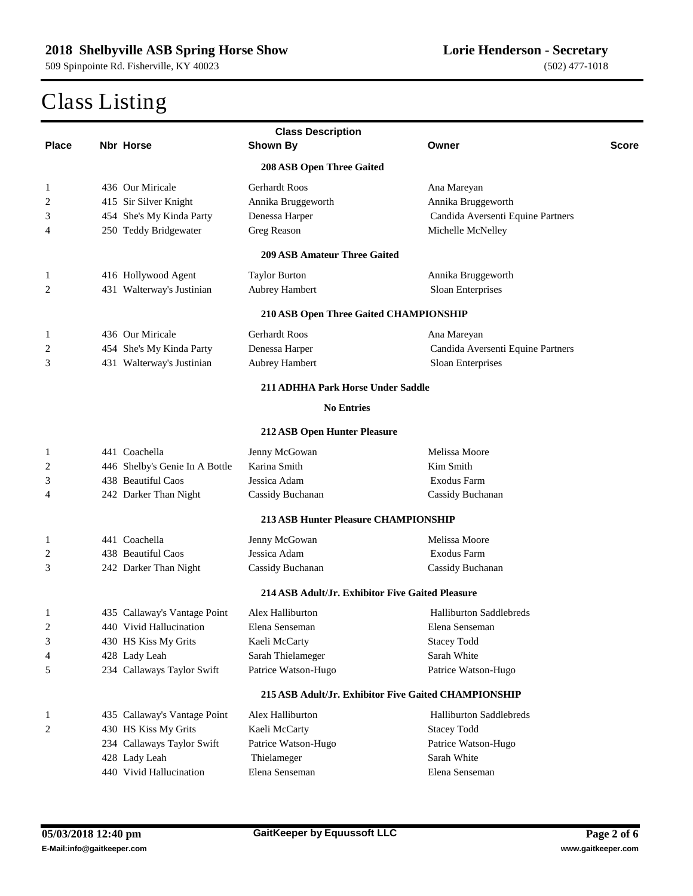# Class Listing

| Place | Nbr | Horse | Shown By | Owner | Score |
|---|---|---|---|---|---|
| | | **208 ASB Open Three Gaited** | | | |
| 1 | 436 | Our Miricale | Gerhardt Roos | Ana Mareyan | |
| 2 | 415 | Sir Silver Knight | Annika Bruggeworth | Annika Bruggeworth | |
| 3 | 454 | She's My Kinda Party | Denessa Harper | Candida Aversenti Equine Partners | |
| 4 | 250 | Teddy Bridgewater | Greg Reason | Michelle McNelley | |
| | | **209 ASB Amateur Three Gaited** | | | |
| 1 | 416 | Hollywood Agent | Taylor Burton | Annika Bruggeworth | |
| 2 | 431 | Walterway's Justinian | Aubrey Hambert | Sloan Enterprises | |
| | | **210 ASB Open Three Gaited CHAMPIONSHIP** | | | |
| 1 | 436 | Our Miricale | Gerhardt Roos | Ana Mareyan | |
| 2 | 454 | She's My Kinda Party | Denessa Harper | Candida Aversenti Equine Partners | |
| 3 | 431 | Walterway's Justinian | Aubrey Hambert | Sloan Enterprises | |
| | | **211 ADHHA Park Horse Under Saddle** | | | |
| | | **No Entries** | | | |
| | | **212 ASB Open Hunter Pleasure** | | | |
| 1 | 441 | Coachella | Jenny McGowan | Melissa Moore | |
| 2 | 446 | Shelby's Genie In A Bottle | Karina Smith | Kim Smith | |
| 3 | 438 | Beautiful Caos | Jessica Adam | Exodus Farm | |
| 4 | 242 | Darker Than Night | Cassidy Buchanan | Cassidy Buchanan | |
| | | **213 ASB Hunter Pleasure CHAMPIONSHIP** | | | |
| 1 | 441 | Coachella | Jenny McGowan | Melissa Moore | |
| 2 | 438 | Beautiful Caos | Jessica Adam | Exodus Farm | |
| 3 | 242 | Darker Than Night | Cassidy Buchanan | Cassidy Buchanan | |
| | | **214 ASB Adult/Jr. Exhibitor Five Gaited Pleasure** | | | |
| 1 | 435 | Callaway's Vantage Point | Alex Halliburton | Halliburton Saddlebreds | |
| 2 | 440 | Vivid Hallucination | Elena Senseman | Elena Senseman | |
| 3 | 430 | HS Kiss My Grits | Kaeli McCarty | Stacey Todd | |
| 4 | 428 | Lady Leah | Sarah Thielameger | Sarah White | |
| 5 | 234 | Callaways Taylor Swift | Patrice Watson-Hugo | Patrice Watson-Hugo | |
| | | **215 ASB Adult/Jr. Exhibitor Five Gaited CHAMPIONSHIP** | | | |
| 1 | 435 | Callaway's Vantage Point | Alex Halliburton | Halliburton Saddlebreds | |
| 2 | 430 | HS Kiss My Grits | Kaeli McCarty | Stacey Todd | |
| | 234 | Callaways Taylor Swift | Patrice Watson-Hugo | Patrice Watson-Hugo | |
| | 428 | Lady Leah | Thielameger | Sarah White | |
| | 440 | Vivid Hallucination | Elena Senseman | Elena Senseman | |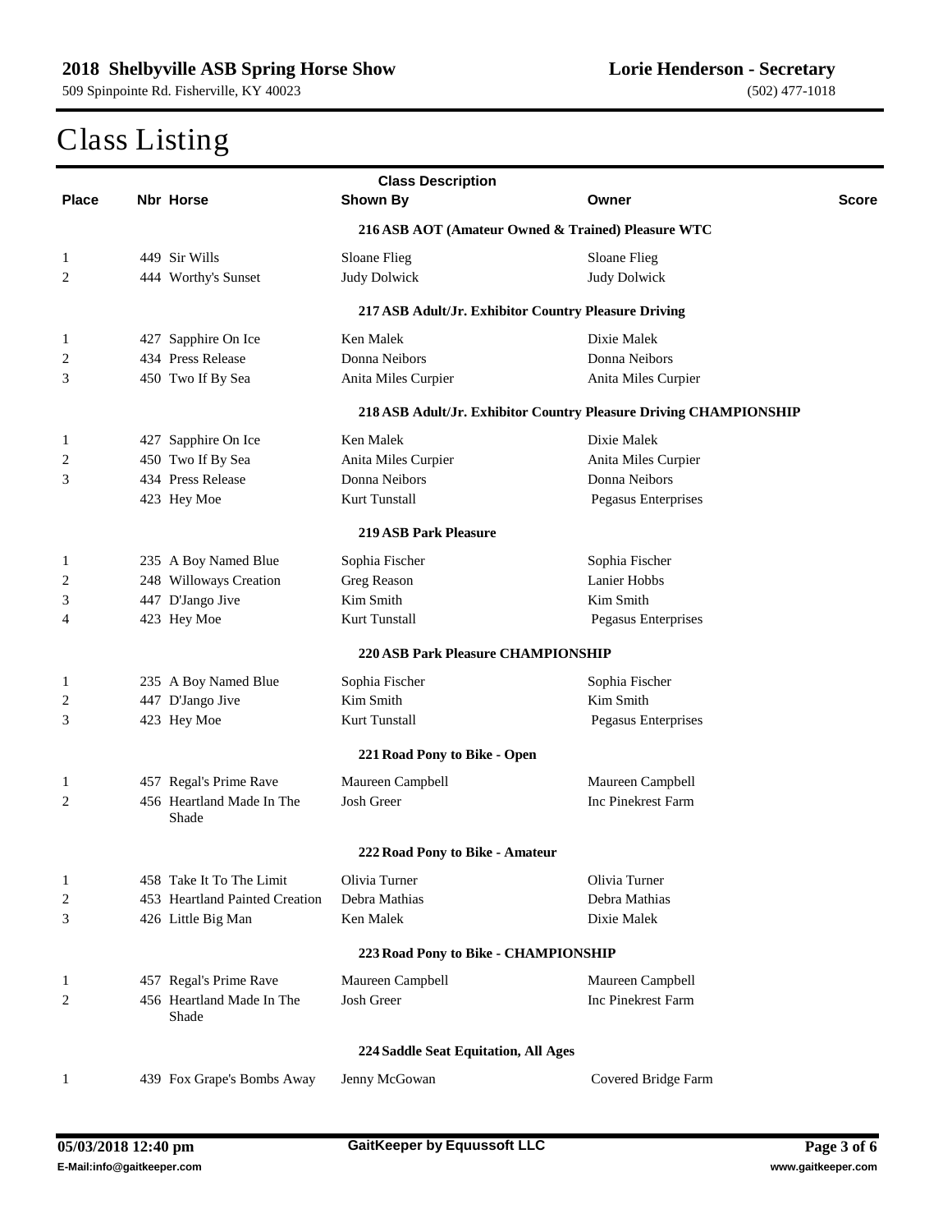# Class Listing

| Place | Nbr | Horse | Shown By | Owner | Score |
|---|---|---|---|---|---|
| | | **216 ASB AOT (Amateur Owned & Trained) Pleasure WTC** | | | |
| 1 | 449 | Sir Wills | Sloane Flieg | Sloane Flieg | |
| 2 | 444 | Worthy's Sunset | Judy Dolwick | Judy Dolwick | |
| | | **217 ASB Adult/Jr. Exhibitor Country Pleasure Driving** | | | |
| 1 | 427 | Sapphire On Ice | Ken Malek | Dixie Malek | |
| 2 | 434 | Press Release | Donna Neibors | Donna Neibors | |
| 3 | 450 | Two If By Sea | Anita Miles Curpier | Anita Miles Curpier | |
| | | **218 ASB Adult/Jr. Exhibitor Country Pleasure Driving CHAMPIONSHIP** | | | |
| 1 | 427 | Sapphire On Ice | Ken Malek | Dixie Malek | |
| 2 | 450 | Two If By Sea | Anita Miles Curpier | Anita Miles Curpier | |
| 3 | 434 | Press Release | Donna Neibors | Donna Neibors | |
| | 423 | Hey Moe | Kurt Tunstall | Pegasus Enterprises | |
| | | **219 ASB Park Pleasure** | | | |
| 1 | 235 | A Boy Named Blue | Sophia Fischer | Sophia Fischer | |
| 2 | 248 | Willoways Creation | Greg Reason | Lanier Hobbs | |
| 3 | 447 | D'Jango Jive | Kim Smith | Kim Smith | |
| 4 | 423 | Hey Moe | Kurt Tunstall | Pegasus Enterprises | |
| | | **220 ASB Park Pleasure CHAMPIONSHIP** | | | |
| 1 | 235 | A Boy Named Blue | Sophia Fischer | Sophia Fischer | |
| 2 | 447 | D'Jango Jive | Kim Smith | Kim Smith | |
| 3 | 423 | Hey Moe | Kurt Tunstall | Pegasus Enterprises | |
| | | **221 Road Pony to Bike - Open** | | | |
| 1 | 457 | Regal's Prime Rave | Maureen Campbell | Maureen Campbell | |
| 2 | 456 | Heartland Made In The Shade | Josh Greer | Inc Pinekrest Farm | |
| | | **222 Road Pony to Bike - Amateur** | | | |
| 1 | 458 | Take It To The Limit | Olivia Turner | Olivia Turner | |
| 2 | 453 | Heartland Painted Creation | Debra Mathias | Debra Mathias | |
| 3 | 426 | Little Big Man | Ken Malek | Dixie Malek | |
| | | **223 Road Pony to Bike - CHAMPIONSHIP** | | | |
| 1 | 457 | Regal's Prime Rave | Maureen Campbell | Maureen Campbell | |
| 2 | 456 | Heartland Made In The Shade | Josh Greer | Inc Pinekrest Farm | |
| | | **224 Saddle Seat Equitation, All Ages** | | | |
| 1 | 439 | Fox Grape's Bombs Away | Jenny McGowan | Covered Bridge Farm | |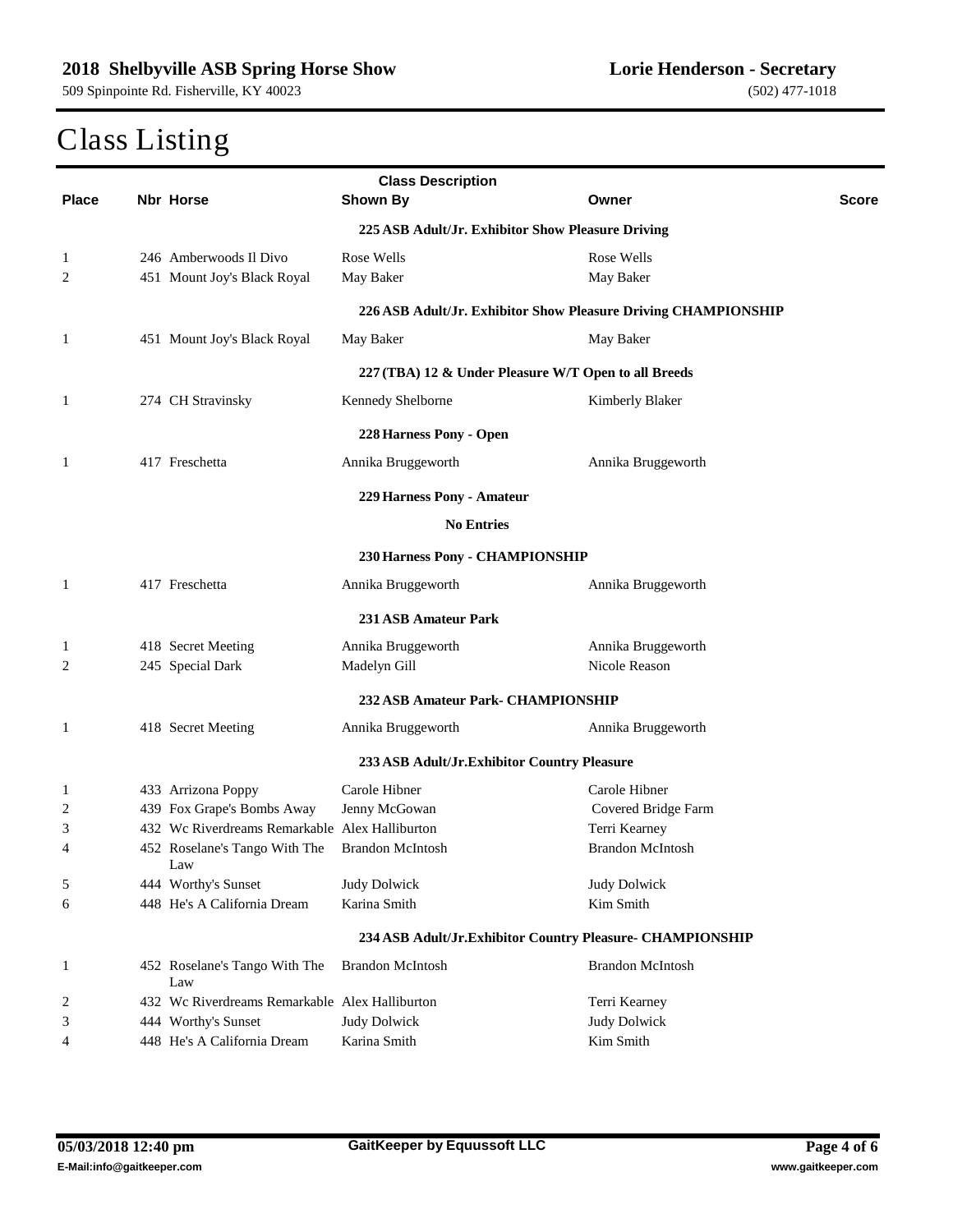**2018 Shelbyville ASB Spring Horse Show**
509 Spinpointe Rd. Fisherville, KY 40023

**Lorie Henderson - Secretary**
(502) 477-1018

# Class Listing

| Place | Nbr | Horse | Shown By | Owner | Score |
|---|---|---|---|---|---|
| | | **225 ASB Adult/Jr. Exhibitor Show Pleasure Driving** | | | |
| 1 | 246 | Amberwoods Il Divo | Rose Wells | Rose Wells | |
| 2 | 451 | Mount Joy's Black Royal | May Baker | May Baker | |
| | | **226 ASB Adult/Jr. Exhibitor Show Pleasure Driving CHAMPIONSHIP** | | | |
| 1 | 451 | Mount Joy's Black Royal | May Baker | May Baker | |
| | | **227 (TBA) 12 & Under Pleasure W/T Open to all Breeds** | | | |
| 1 | 274 | CH Stravinsky | Kennedy Shelborne | Kimberly Blaker | |
| | | **228 Harness Pony - Open** | | | |
| 1 | 417 | Freschetta | Annika Bruggeworth | Annika Bruggeworth | |
| | | **229 Harness Pony - Amateur** | | | |
| | | **No Entries** | | | |
| | | **230 Harness Pony - CHAMPIONSHIP** | | | |
| 1 | 417 | Freschetta | Annika Bruggeworth | Annika Bruggeworth | |
| | | **231 ASB Amateur Park** | | | |
| 1 | 418 | Secret Meeting | Annika Bruggeworth | Annika Bruggeworth | |
| 2 | 245 | Special Dark | Madelyn Gill | Nicole Reason | |
| | | **232 ASB Amateur Park- CHAMPIONSHIP** | | | |
| 1 | 418 | Secret Meeting | Annika Bruggeworth | Annika Bruggeworth | |
| | | **233 ASB Adult/Jr.Exhibitor Country Pleasure** | | | |
| 1 | 433 | Arrizona Poppy | Carole Hibner | Carole Hibner | |
| 2 | 439 | Fox Grape's Bombs Away | Jenny McGowan | Covered Bridge Farm | |
| 3 | 432 | Wc Riverdreams Remarkable | Alex Halliburton | Terri Kearney | |
| 4 | 452 | Roselane's Tango With The Law | Brandon McIntosh | Brandon McIntosh | |
| 5 | 444 | Worthy's Sunset | Judy Dolwick | Judy Dolwick | |
| 6 | 448 | He's A California Dream | Karina Smith | Kim Smith | |
| | | **234 ASB Adult/Jr.Exhibitor Country Pleasure- CHAMPIONSHIP** | | | |
| 1 | 452 | Roselane's Tango With The Law | Brandon McIntosh | Brandon McIntosh | |
| 2 | 432 | Wc Riverdreams Remarkable | Alex Halliburton | Terri Kearney | |
| 3 | 444 | Worthy's Sunset | Judy Dolwick | Judy Dolwick | |
| 4 | 448 | He's A California Dream | Karina Smith | Kim Smith | |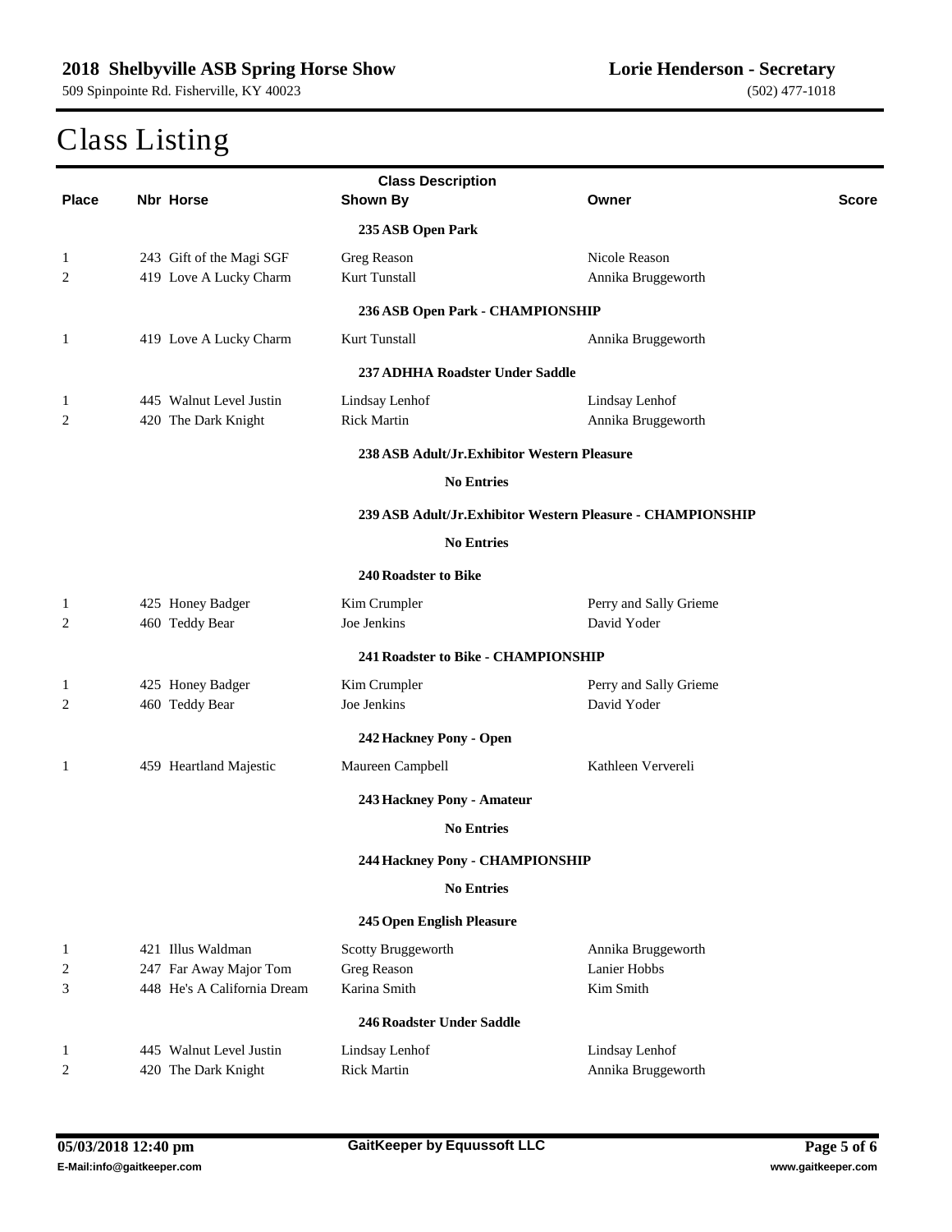## 2018 Shelbyville ASB Spring Horse Show

509 Spinpointe Rd. Fisherville, KY 40023

**Lorie Henderson - Secretary**

(502) 477-1018

# Class Listing

| Place | Nbr | Horse | Shown By | Owner | Score |
|---|---|---|---|---|---|
| | | | **235 ASB Open Park** | | |
| 1 | 243 | Gift of the Magi SGF | Greg Reason | Nicole Reason | |
| 2 | 419 | Love A Lucky Charm | Kurt Tunstall | Annika Bruggeworth | |
| | | | **236 ASB Open Park - CHAMPIONSHIP** | | |
| 1 | 419 | Love A Lucky Charm | Kurt Tunstall | Annika Bruggeworth | |
| | | | **237 ADHHA Roadster Under Saddle** | | |
| 1 | 445 | Walnut Level Justin | Lindsay Lenhof | Lindsay Lenhof | |
| 2 | 420 | The Dark Knight | Rick Martin | Annika Bruggeworth | |
| | | | **238 ASB Adult/Jr.Exhibitor Western Pleasure** | | |
| | | | **No Entries** | | |
| | | | **239 ASB Adult/Jr.Exhibitor Western Pleasure - CHAMPIONSHIP** | | |
| | | | **No Entries** | | |
| | | | **240 Roadster to Bike** | | |
| 1 | 425 | Honey Badger | Kim Crumpler | Perry and Sally Grieme | |
| 2 | 460 | Teddy Bear | Joe Jenkins | David Yoder | |
| | | | **241 Roadster to Bike - CHAMPIONSHIP** | | |
| 1 | 425 | Honey Badger | Kim Crumpler | Perry and Sally Grieme | |
| 2 | 460 | Teddy Bear | Joe Jenkins | David Yoder | |
| | | | **242 Hackney Pony - Open** | | |
| 1 | 459 | Heartland Majestic | Maureen Campbell | Kathleen Ververeli | |
| | | | **243 Hackney Pony - Amateur** | | |
| | | | **No Entries** | | |
| | | | **244 Hackney Pony - CHAMPIONSHIP** | | |
| | | | **No Entries** | | |
| | | | **245 Open English Pleasure** | | |
| 1 | 421 | Illus Waldman | Scotty Bruggeworth | Annika Bruggeworth | |
| 2 | 247 | Far Away Major Tom | Greg Reason | Lanier Hobbs | |
| 3 | 448 | He's A California Dream | Karina Smith | Kim Smith | |
| | | | **246 Roadster Under Saddle** | | |
| 1 | 445 | Walnut Level Justin | Lindsay Lenhof | Lindsay Lenhof | |
| 2 | 420 | The Dark Knight | Rick Martin | Annika Bruggeworth | |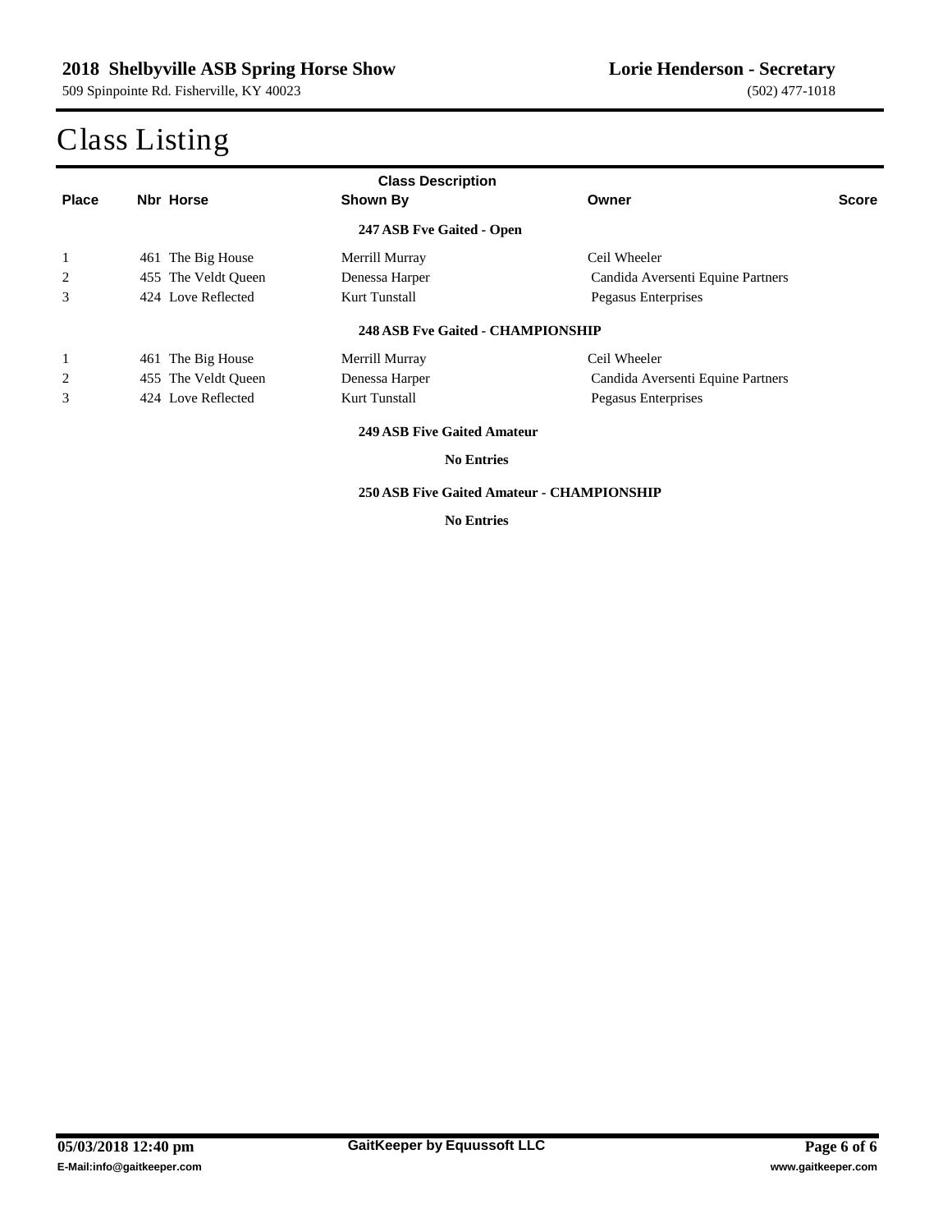# Class Listing

| Place | Nbr | Horse | Shown By | Owner | Score |
|---|---|---|---|---|---|
| | | | **247 ASB Fve Gaited - Open** | | |
| 1 | 461 | The Big House | Merrill Murray | Ceil Wheeler | |
| 2 | 455 | The Veldt Queen | Denessa Harper | Candida Aversenti Equine Partners | |
| 3 | 424 | Love Reflected | Kurt Tunstall | Pegasus Enterprises | |
| | | | **248 ASB Fve Gaited - CHAMPIONSHIP** | | |
| 1 | 461 | The Big House | Merrill Murray | Ceil Wheeler | |
| 2 | 455 | The Veldt Queen | Denessa Harper | Candida Aversenti Equine Partners | |
| 3 | 424 | Love Reflected | Kurt Tunstall | Pegasus Enterprises | |
| | | | **249 ASB Five Gaited Amateur** | | |
| | | | **No Entries** | | |
| | | | **250 ASB Five Gaited Amateur - CHAMPIONSHIP** | | |
| | | | **No Entries** | | |